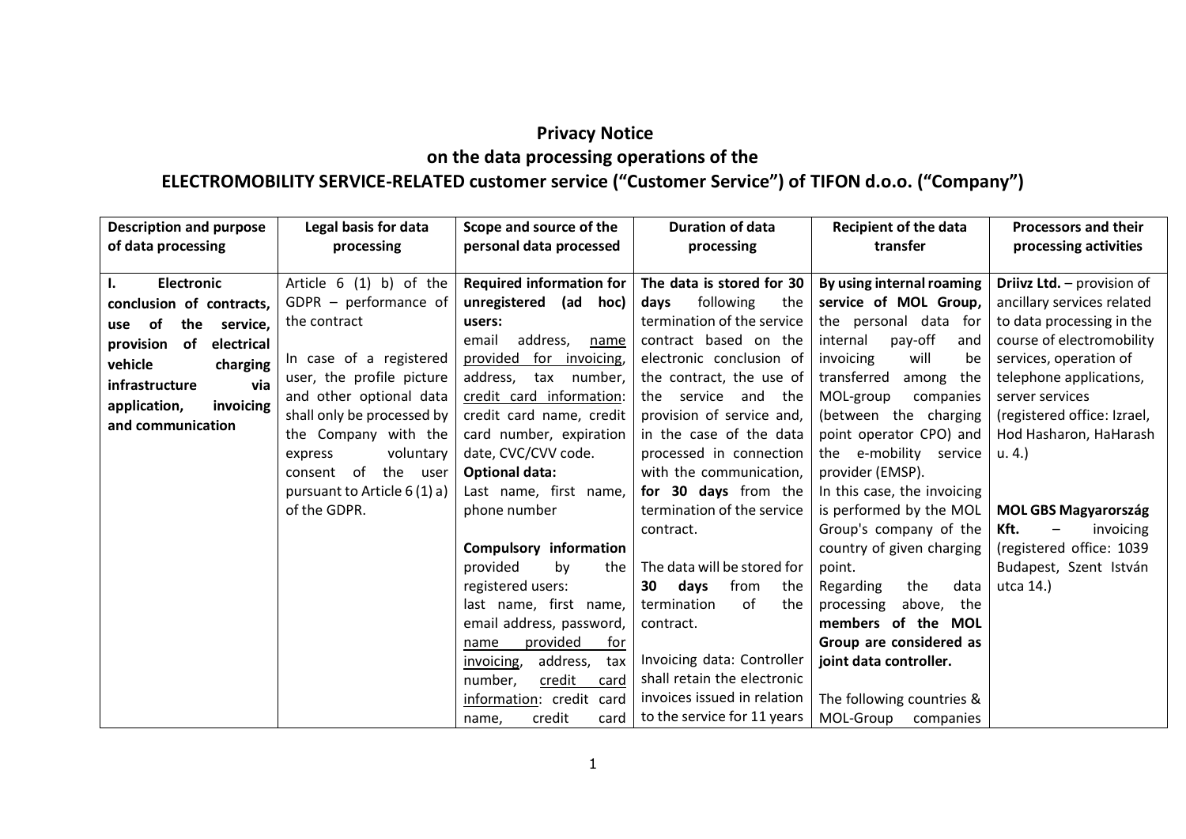# Privacy Notice
## on the data processing operations of the
## ELECTROMOBILITY SERVICE-RELATED customer service ("Customer Service") of TIFON d.o.o. ("Company")

| Description and purpose of data processing | Legal basis for data processing | Scope and source of the personal data processed | Duration of data processing | Recipient of the data transfer | Processors and their processing activities |
|---|---|---|---|---|---|
| **I. Electronic conclusion of contracts, use of the service, provision of electrical vehicle charging infrastructure via application, invoicing and communication** | Article 6 (1) b) of the GDPR – performance of the contract<br><br>In case of a registered user, the profile picture and other optional data shall only be processed by the Company with the express voluntary consent of the user pursuant to Article 6 (1) a) of the GDPR. | **Required information for unregistered (ad hoc) users:**<br>email address, name provided for invoicing, address, tax number, credit card information: credit card name, credit card number, expiration date, CVC/CVV code.<br>**Optional data:**<br>Last name, first name, phone number<br><br>**Compulsory information** provided by the registered users:<br>last name, first name, email address, password, name provided for invoicing, address, tax number, credit card information: credit card name, credit card | **The data is stored for 30 days** following the termination of the service contract based on the electronic conclusion of the contract, the use of the service and the provision of service and, in the case of the data processed in connection with the communication, **for 30 days** from the termination of the service contract.<br><br>The data will be stored for **30 days** from the termination of the contract.<br><br>Invoicing data: Controller shall retain the electronic invoices issued in relation to the service for 11 years | **By using internal roaming service of MOL Group,** the personal data for internal pay-off and invoicing will be transferred among the MOL-group companies (between the charging point operator CPO) and the e-mobility service provider (EMSP).<br>In this case, the invoicing is performed by the MOL Group's company of the country of given charging point.<br>Regarding the data processing above, the **members of the MOL Group are considered as joint data controller.**<br><br>The following countries & MOL-Group companies | **Driivz Ltd.** – provision of ancillary services related to data processing in the course of electromobility services, operation of telephone applications, server services (registered office: Izrael, Hod Hasharon, HaHarash u. 4.)<br><br>**MOL GBS Magyarország Kft.** – invoicing (registered office: 1039 Budapest, Szent István utca 14.) |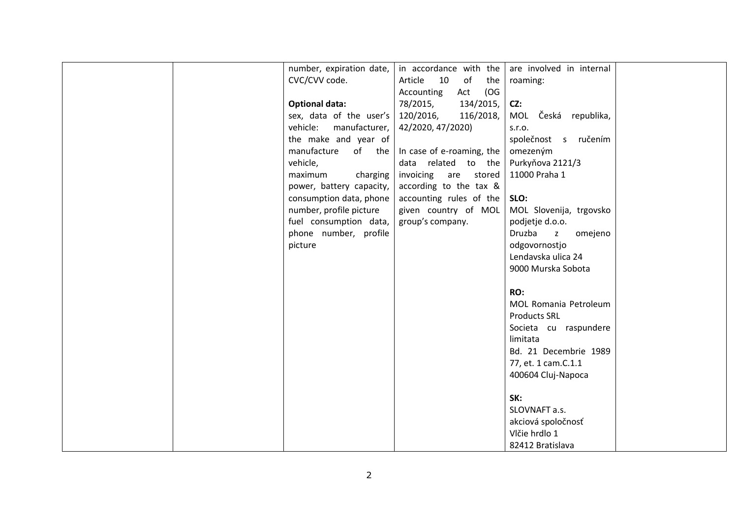|  |  | number, expiration date, CVC/CVV code.<br><br>**Optional data:**<br>sex, data of the user's vehicle: manufacturer, the make and year of manufacture of the vehicle,<br>maximum charging power, battery capacity, consumption data, phone number, profile picture<br>fuel consumption data, phone number, profile picture | in accordance with the Article 10 of the Accounting Act (OG 78/2015, 134/2015, 120/2016, 116/2018, 42/2020, 47/2020)<br><br>In case of e-roaming, the data related to the invoicing are stored according to the tax & accounting rules of the given country of MOL group's company. | are involved in internal roaming:<br><br>**CZ:**<br>MOL Česká republika, s.r.o.<br>společnost s ručením omezeným<br>Purkyňova 2121/3<br>11000 Praha 1<br><br>**SLO:**<br>MOL Slovenija, trgovsko podjetje d.o.o.<br>Druzba z omejeno odgovornostjo<br>Lendavska ulica 24<br>9000 Murska Sobota<br><br>**RO:**<br>MOL Romania Petroleum Products SRL<br>Societa cu raspundere limitata<br>Bd. 21 Decembrie 1989 77, et. 1 cam.C.1.1<br>400604 Cluj-Napoca<br><br>**SK:**<br>SLOVNAFT a.s.<br>akciová spoločnosť<br>Vlčie hrdlo 1<br>82412 Bratislava |  |
|---|---|---|---|---|---|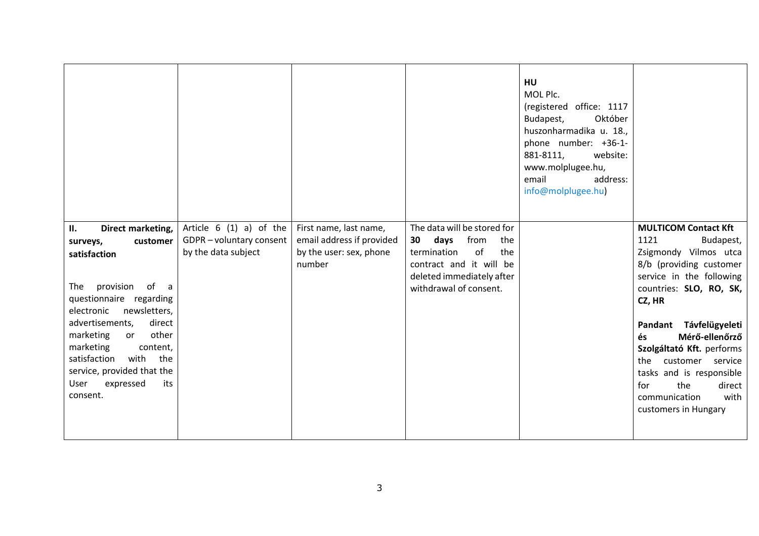| | | | | | |
|---|---|---|---|---|---|
| | | | | **HU** MOL Plc. (registered office: 1117 Budapest, Október huszonharmadika u. 18., phone number: +36-1-881-8111, website: www.molplugee.hu, email address: info@molplugee.hu) | |
| **II. Direct marketing, surveys, customer satisfaction** <br><br> The provision of a questionnaire regarding electronic newsletters, advertisements, direct marketing or other marketing content, satisfaction with the service, provided that the User expressed its consent. | Article 6 (1) a) of the GDPR – voluntary consent by the data subject | First name, last name, email address if provided by the user: sex, phone number | The data will be stored for **30 days** from the termination of the contract and it will be deleted immediately after withdrawal of consent. | | **MULTICOM Contact Kft** 1121 Budapest, Zsigmondy Vilmos utca 8/b (providing customer service in the following countries: **SLO, RO, SK, CZ, HR** <br><br> **Pandant Távfelügyeleti és Mérő-ellenőrző Szolgáltató Kft.** performs the customer service tasks and is responsible for the direct communication with customers in Hungary |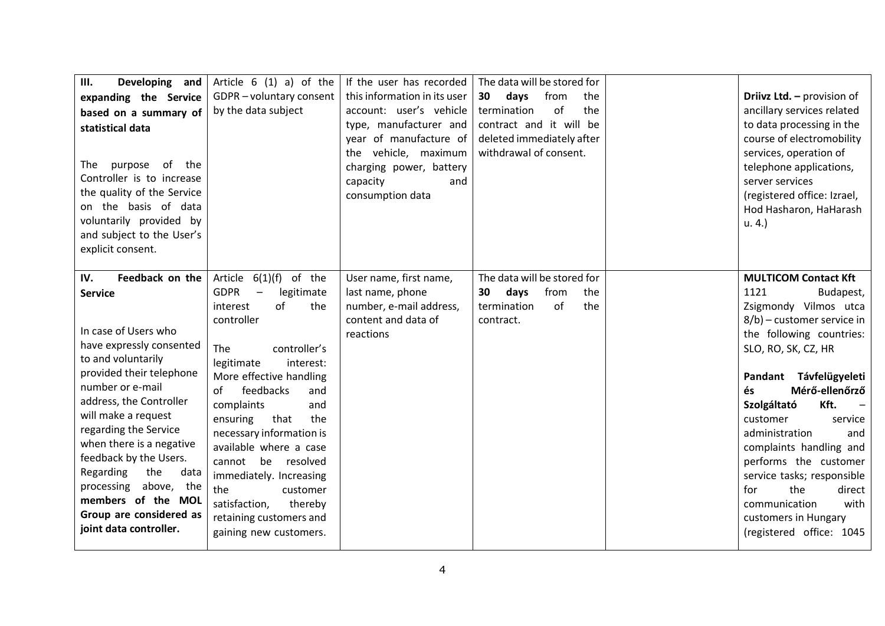| | | | | | |
|---|---|---|---|---|---|
| **III. Developing and expanding the Service based on a summary of statistical data**<br><br>The purpose of the Controller is to increase the quality of the Service on the basis of data voluntarily provided by and subject to the User's explicit consent. | Article 6 (1) a) of the GDPR – voluntary consent by the data subject | If the user has recorded this information in its user account: user's vehicle type, manufacturer and year of manufacture of the vehicle, maximum charging power, battery capacity and consumption data | The data will be stored for **30 days** from the termination of the contract and it will be deleted immediately after withdrawal of consent. | | **Driivz Ltd. –** provision of ancillary services related to data processing in the course of electromobility services, operation of telephone applications, server services (registered office: Izrael, Hod Hasharon, HaHarash u. 4.) |
| **IV. Feedback on the Service**<br><br>In case of Users who have expressly consented to and voluntarily provided their telephone number or e-mail address, the Controller will make a request regarding the Service when there is a negative feedback by the Users. Regarding the data processing above, the **members of the MOL Group are considered as joint data controller.** | Article 6(1)(f) of the GDPR – legitimate interest of the controller<br><br>The controller's legitimate interest: More effective handling of feedbacks and complaints and ensuring that the necessary information is available where a case cannot be resolved immediately. Increasing the customer satisfaction, thereby retaining customers and gaining new customers. | User name, first name, last name, phone number, e-mail address, content and data of reactions | The data will be stored for **30 days** from the termination of the contract. | | **MULTICOM Contact Kft** 1121 Budapest, Zsigmondy Vilmos utca 8/b) – customer service in the following countries: SLO, RO, SK, CZ, HR<br><br>**Pandant Távfelügyeleti és Mérő-ellenőrző Szolgáltató Kft.** – customer service administration and complaints handling and performs the customer service tasks; responsible for the direct communication with customers in Hungary (registered office: 1045 |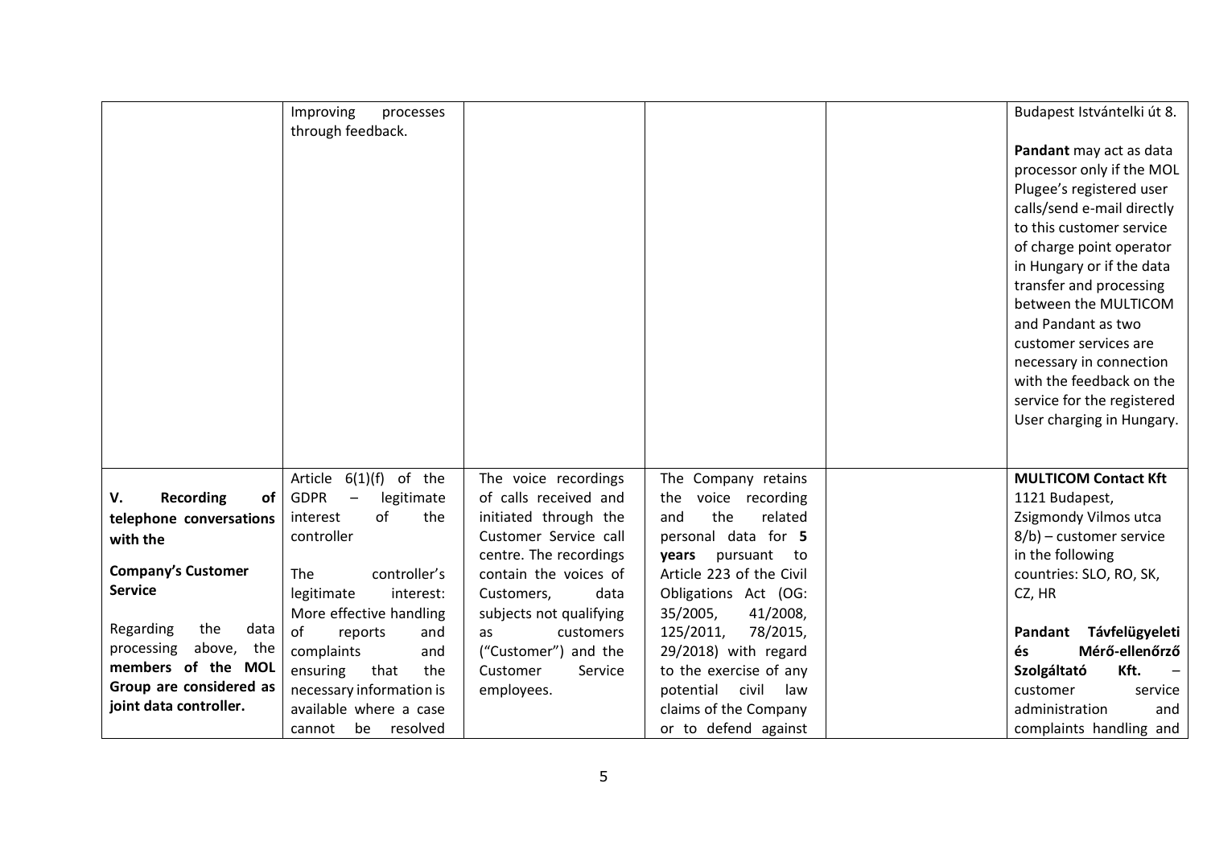| | | | | | |
|---|---|---|---|---|---|
| | Improving processes through feedback. | | | | Budapest Istvántelki út 8.<br><br>**Pandant** may act as data processor only if the MOL Plugee's registered user calls/send e-mail directly to this customer service of charge point operator in Hungary or if the data transfer and processing between the MULTICOM and Pandant as two customer services are necessary in connection with the feedback on the service for the registered User charging in Hungary. |
| **V. Recording of telephone conversations with the**<br><br>**Company's Customer Service**<br><br>Regarding the data processing above, the **members of the MOL Group are considered as joint data controller.** | Article 6(1)(f) of the GDPR – legitimate interest of the controller<br><br>The controller's legitimate interest: More effective handling of reports and complaints and ensuring that the necessary information is available where a case cannot be resolved | The voice recordings of calls received and initiated through the Customer Service call centre. The recordings contain the voices of Customers, data subjects not qualifying as customers ("Customer") and the Customer Service employees. | The Company retains the voice recording and the related personal data for **5 years** pursuant to Article 223 of the Civil Obligations Act (OG: 35/2005, 41/2008, 125/2011, 78/2015, 29/2018) with regard to the exercise of any potential civil law claims of the Company or to defend against | | **MULTICOM Contact Kft** 1121 Budapest, Zsigmondy Vilmos utca 8/b) – customer service in the following countries: SLO, RO, SK, CZ, HR<br><br>**Pandant Távfelügyeleti és Mérő-ellenőrző Szolgáltató Kft.** – customer service administration and complaints handling and |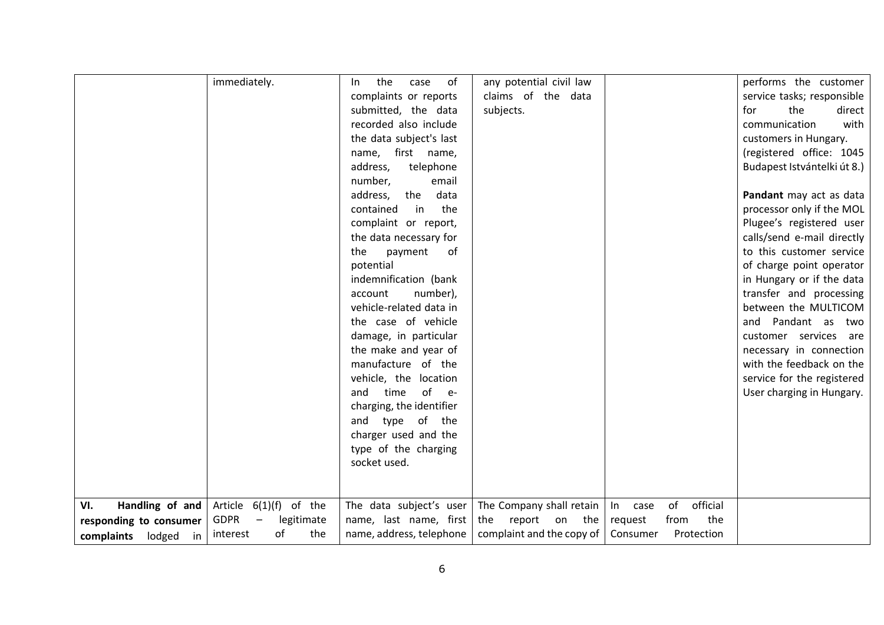| | | | | | |
|---|---|---|---|---|---|
| | immediately. | In the case of complaints or reports submitted, the data recorded also include the data subject's last name, first name, address, telephone number, email address, the data contained in the complaint or report, the data necessary for the payment of potential indemnification (bank account number), vehicle-related data in the case of vehicle damage, in particular the make and year of manufacture of the vehicle, the location and time of e-charging, the identifier and type of the charger used and the type of the charging socket used. | any potential civil law claims of the data subjects. | | performs the customer service tasks; responsible for the direct communication with customers in Hungary. (registered office: 1045 Budapest Istvántelki út 8.)<br><br>**Pandant** may act as data processor only if the MOL Plugee's registered user calls/send e-mail directly to this customer service of charge point operator in Hungary or if the data transfer and processing between the MULTICOM and Pandant as two customer services are necessary in connection with the feedback on the service for the registered User charging in Hungary. |
| **VI. Handling of and responding to consumer complaints** lodged in | Article 6(1)(f) of the GDPR – legitimate interest of the | The data subject's user name, last name, first name, address, telephone | The Company shall retain the report on the complaint and the copy of | In case of official request from the Consumer Protection | |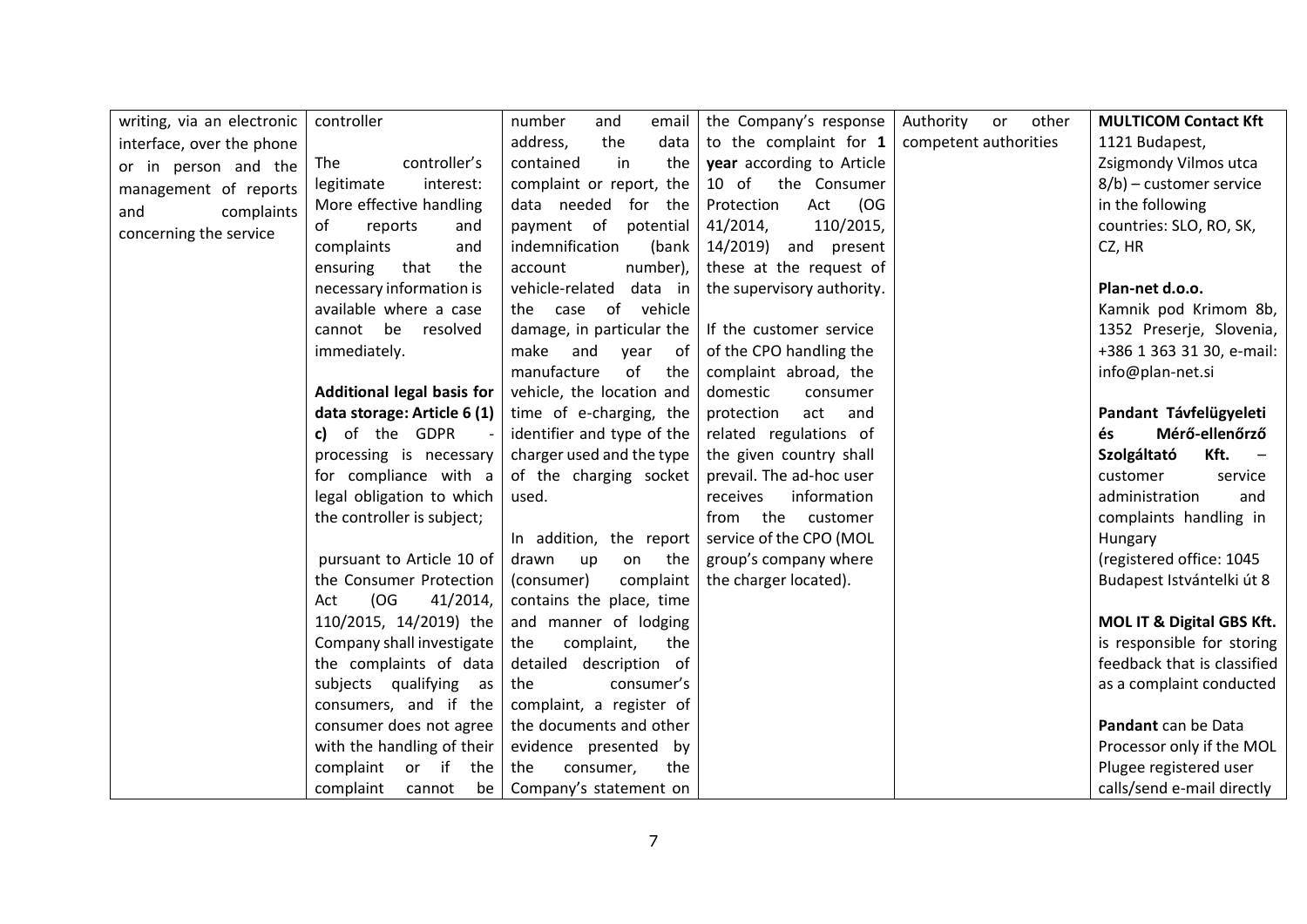| writing, via an electronic interface, over the phone or in person and the management of reports and complaints concerning the service | controller<br><br>The controller's legitimate interest: More effective handling of reports and complaints and ensuring that the necessary information is available where a case cannot be resolved immediately.<br><br>**Additional legal basis for data storage: Article 6 (1) c)** of the GDPR - processing is necessary for compliance with a legal obligation to which the controller is subject;<br><br>pursuant to Article 10 of the Consumer Protection Act (OG 41/2014, 110/2015, 14/2019) the Company shall investigate the complaints of data subjects qualifying as consumers, and if the consumer does not agree with the handling of their complaint or if the complaint cannot be | number and email address, the data contained in the complaint or report, the data needed for the payment of potential indemnification (bank account number), vehicle-related data in the case of vehicle damage, in particular the make and year of manufacture of the vehicle, the location and time of e-charging, the identifier and type of the charger used and the type of the charging socket used.<br><br>In addition, the report drawn up on the (consumer) complaint contains the place, time and manner of lodging the complaint, the detailed description of the consumer's complaint, a register of the documents and other evidence presented by the consumer, the Company's statement on | the Company's response to the complaint for **1 year** according to Article 10 of the Consumer Protection Act (OG 41/2014, 110/2015, 14/2019) and present these at the request of the supervisory authority.<br><br>If the customer service of the CPO handling the complaint abroad, the domestic consumer protection act and related regulations of the given country shall prevail. The ad-hoc user receives information from the customer service of the CPO (MOL group's company where the charger located). | Authority or other competent authorities | **MULTICOM Contact Kft** 1121 Budapest, Zsigmondy Vilmos utca 8/b) – customer service in the following countries: SLO, RO, SK, CZ, HR<br><br>**Plan-net d.o.o.** Kamnik pod Krimom 8b, 1352 Preserje, Slovenia, +386 1 363 31 30, e-mail: info@plan-net.si<br><br>**Pandant Távfelügyeleti és Mérő-ellenőrző Szolgáltató Kft.** – customer service administration and complaints handling in Hungary (registered office: 1045 Budapest Istvántelki út 8<br><br>**MOL IT & Digital GBS Kft.** is responsible for storing feedback that is classified as a complaint conducted<br><br>**Pandant** can be Data Processor only if the MOL Plugee registered user calls/send e-mail directly |
|---|---|---|---|---|---|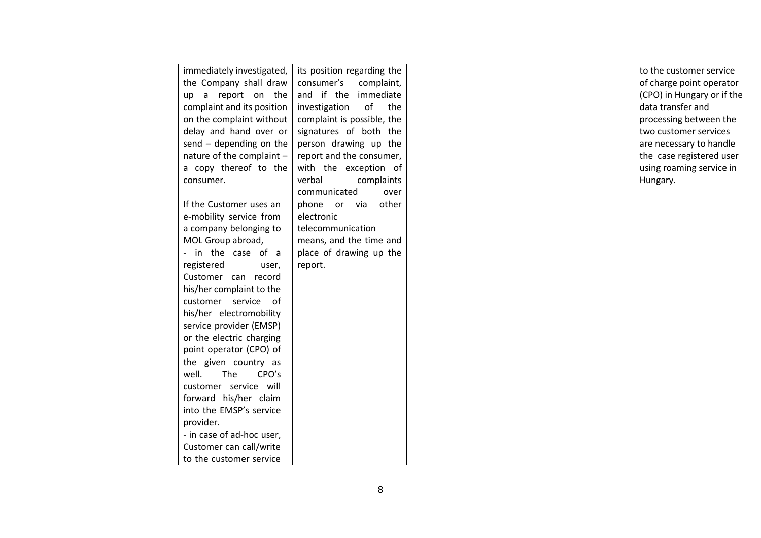| | | | | | |
|---|---|---|---|---|---|
| | immediately investigated, the Company shall draw up a report on the complaint and its position on the complaint without delay and hand over or send – depending on the nature of the complaint – a copy thereof to the consumer.<br><br>If the Customer uses an e-mobility service from a company belonging to MOL Group abroad,<br>- in the case of a registered user, Customer can record his/her complaint to the customer service of his/her electromobility service provider (EMSP) or the electric charging point operator (CPO) of the given country as well. The CPO's customer service will forward his/her claim into the EMSP's service provider.<br>- in case of ad-hoc user, Customer can call/write to the customer service | its position regarding the consumer's complaint, and if the immediate investigation of the complaint is possible, the signatures of both the person drawing up the report and the consumer, with the exception of verbal complaints communicated over phone or via other electronic telecommunication means, and the time and place of drawing up the report. | | | to the customer service of charge point operator (CPO) in Hungary or if the data transfer and processing between the two customer services are necessary to handle the case registered user using roaming service in Hungary. |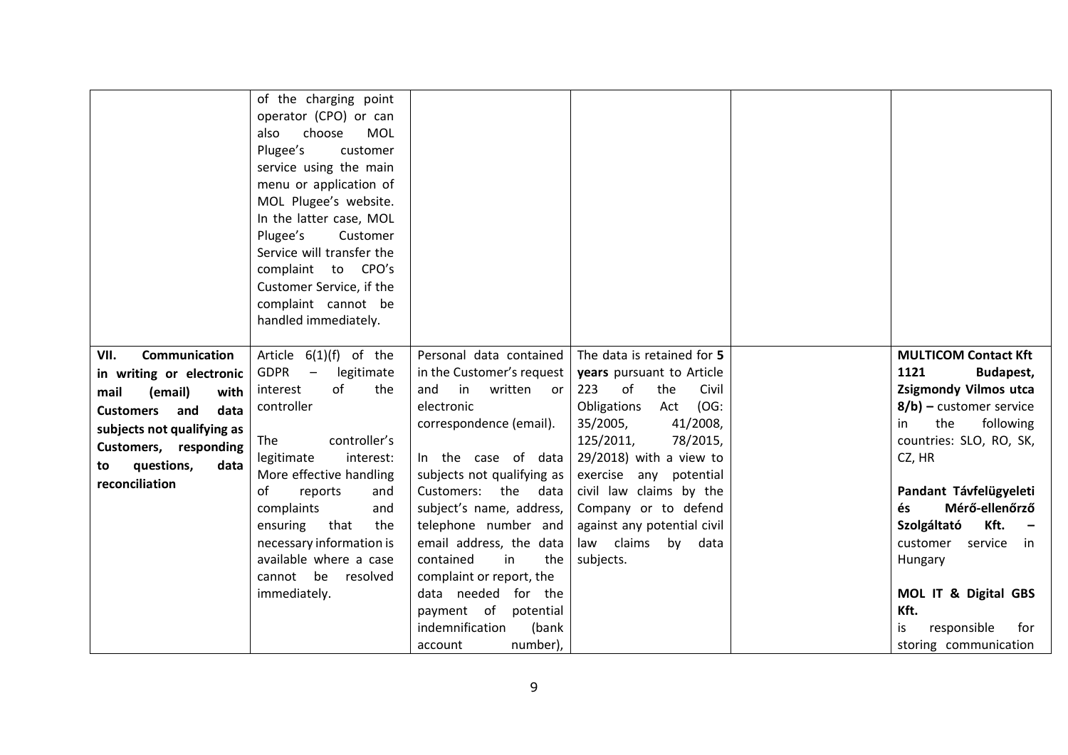|  |  |  |  |  |  |
|---|---|---|---|---|---|
|  | of the charging point operator (CPO) or can also choose MOL Plugee's customer service using the main menu or application of MOL Plugee's website. In the latter case, MOL Plugee's Customer Service will transfer the complaint to CPO's Customer Service, if the complaint cannot be handled immediately. |  |  |  |  |
| **VII. Communication in writing or electronic mail (email) with Customers and data subjects not qualifying as Customers, responding to questions, data reconciliation** | Article 6(1)(f) of the GDPR – legitimate interest of the controller<br><br>The controller's legitimate interest: More effective handling of reports and complaints and ensuring that the necessary information is available where a case cannot be resolved immediately. | Personal data contained in the Customer's request and in written or electronic correspondence (email).<br><br>In the case of data subjects not qualifying as Customers: the data subject's name, address, telephone number and email address, the data contained in the complaint or report, the data needed for the payment of potential indemnification (bank account number), | The data is retained for **5 years** pursuant to Article 223 of the Civil Obligations Act (OG: 35/2005, 41/2008, 125/2011, 78/2015, 29/2018) with a view to exercise any potential civil law claims by the Company or to defend against any potential civil law claims by data subjects. |  | **MULTICOM Contact Kft 1121 Budapest, Zsigmondy Vilmos utca 8/b) –** customer service in the following countries: SLO, RO, SK, CZ, HR<br><br>**Pandant Távfelügyeleti és Mérő-ellenőrző Szolgáltató Kft. –** customer service in Hungary<br><br>**MOL IT & Digital GBS Kft.** is responsible for storing communication |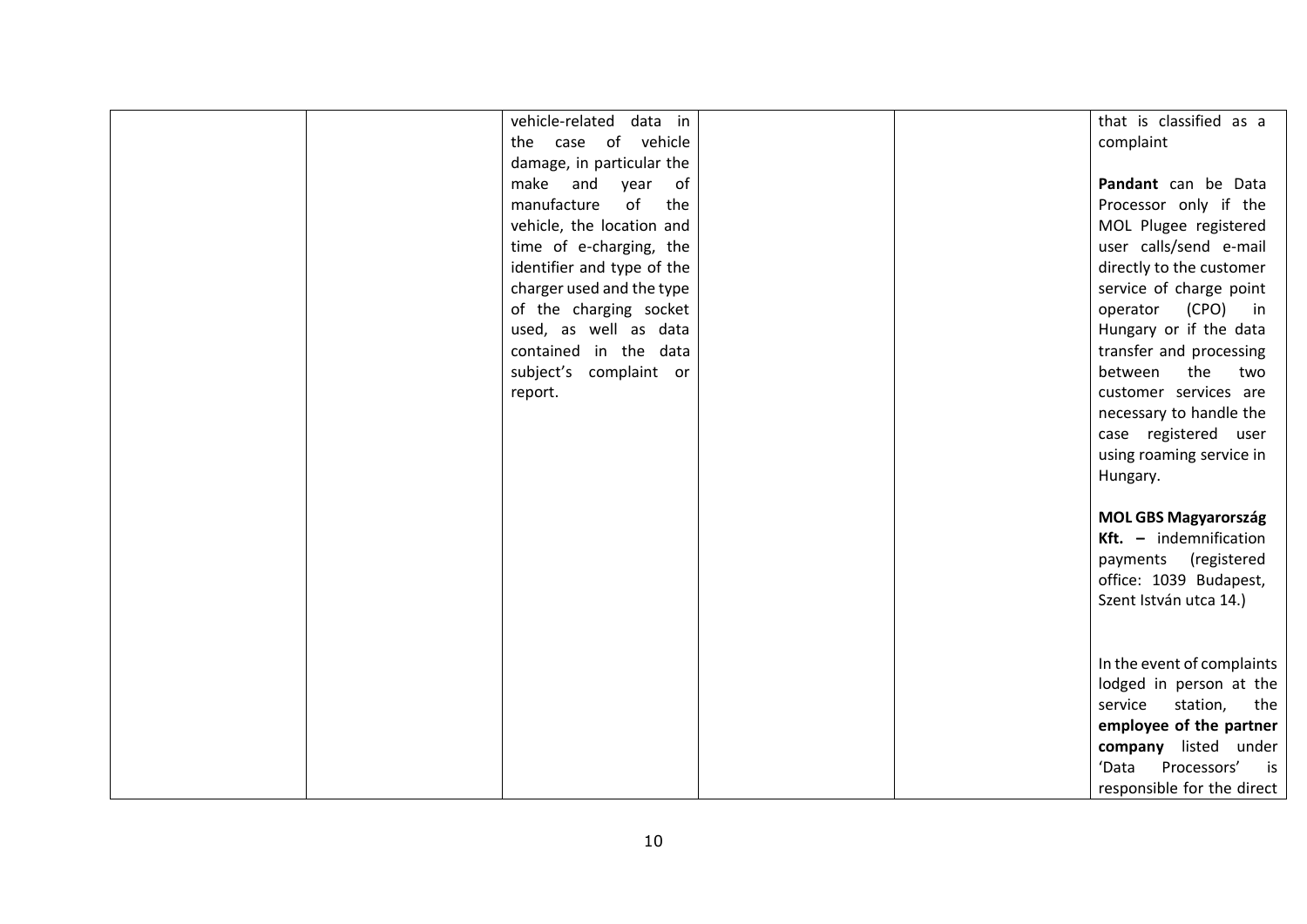| | | | | | |
|---|---|---|---|---|---|
| | | vehicle-related data in the case of vehicle damage, in particular the make and year of manufacture of the vehicle, the location and time of e-charging, the identifier and type of the charger used and the type of the charging socket used, as well as data contained in the data subject's complaint or report. | | | that is classified as a complaint<br><br>**Pandant** can be Data Processor only if the MOL Plugee registered user calls/send e-mail directly to the customer service of charge point operator (CPO) in Hungary or if the data transfer and processing between the two customer services are necessary to handle the case registered user using roaming service in Hungary.<br><br>**MOL GBS Magyarország Kft. –** indemnification payments (registered office: 1039 Budapest, Szent István utca 14.)<br><br>In the event of complaints lodged in person at the service station, the **employee of the partner company** listed under 'Data Processors' is responsible for the direct |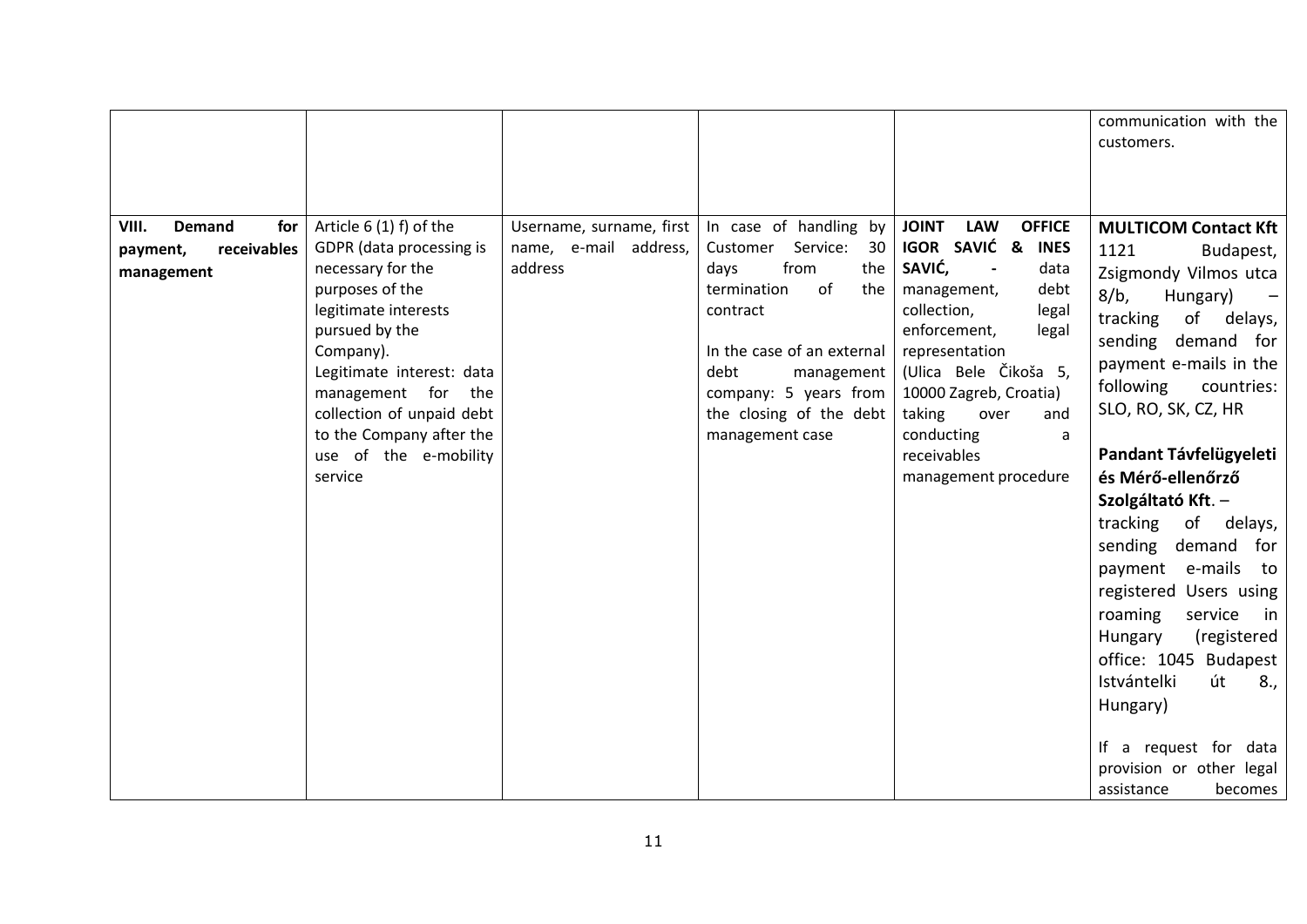| | | | | | |
|---|---|---|---|---|---|
| | | | | | communication with the customers. |
| **VIII. Demand for payment, receivables management** | Article 6 (1) f) of the GDPR (data processing is necessary for the purposes of the legitimate interests pursued by the Company).<br>Legitimate interest: data management for the collection of unpaid debt to the Company after the use of the e-mobility service | Username, surname, first name, e-mail address, address | In case of handling by Customer Service: 30 days from the termination of the contract<br><br>In the case of an external debt management company: 5 years from the closing of the debt management case | **JOINT LAW OFFICE IGOR SAVIĆ & INES SAVIĆ,** - data management, debt collection, legal enforcement, legal representation (Ulica Bele Čikoša 5, 10000 Zagreb, Croatia) taking over and conducting a receivables management procedure | **MULTICOM Contact Kft** 1121 Budapest, Zsigmondy Vilmos utca 8/b, Hungary) – tracking of delays, sending demand for payment e-mails in the following countries: SLO, RO, SK, CZ, HR<br><br>**Pandant Távfelügyeleti és Mérő-ellenőrző Szolgáltató Kft**. – tracking of delays, sending demand for payment e-mails to registered Users using roaming service in Hungary (registered office: 1045 Budapest Istvántelki út 8., Hungary)<br><br>If a request for data provision or other legal assistance becomes |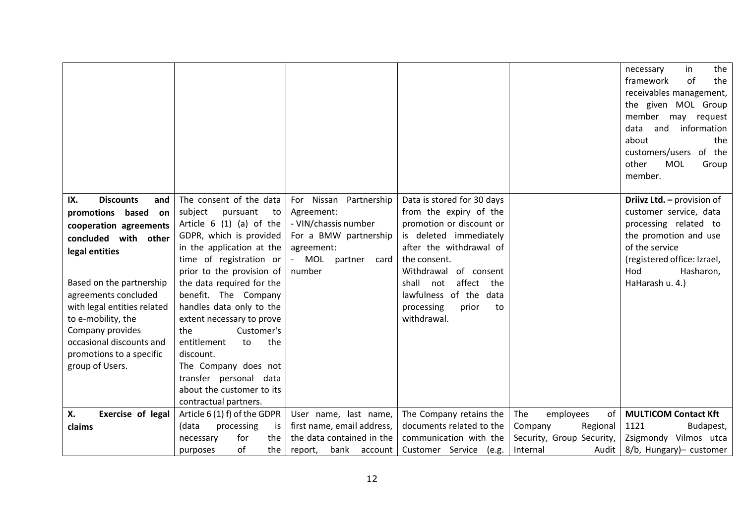| | | | | | |
|---|---|---|---|---|---|
| | | | | | necessary in the framework of the receivables management, the given MOL Group member may request data and information about the customers/users of the other MOL Group member. |
| **IX. Discounts and promotions based on cooperation agreements concluded with other legal entities**<br><br>Based on the partnership agreements concluded with legal entities related to e-mobility, the Company provides occasional discounts and promotions to a specific group of Users. | The consent of the data subject pursuant to Article 6 (1) (a) of the GDPR, which is provided in the application at the time of registration or prior to the provision of the data required for the benefit. The Company handles data only to the extent necessary to prove the Customer's entitlement to the discount.<br>The Company does not transfer personal data about the customer to its contractual partners. | For Nissan Partnership Agreement:<br>- VIN/chassis number<br>For a BMW partnership agreement:<br>- MOL partner card number | Data is stored for 30 days from the expiry of the promotion or discount or is deleted immediately after the withdrawal of the consent.<br>Withdrawal of consent shall not affect the lawfulness of the data processing prior to withdrawal. | | **Driivz Ltd. –** provision of customer service, data processing related to the promotion and use of the service (registered office: Izrael, Hod Hasharon, HaHarash u. 4.) |
| **X. Exercise of legal claims** | Article 6 (1) f) of the GDPR (data processing is necessary for the purposes of the | User name, last name, first name, email address, the data contained in the report, bank account | The Company retains the documents related to the communication with the Customer Service (e.g. | The employees of Company Regional Security, Group Security, Internal Audit | **MULTICOM Contact Kft** 1121 Budapest, Zsigmondy Vilmos utca 8/b, Hungary)– customer |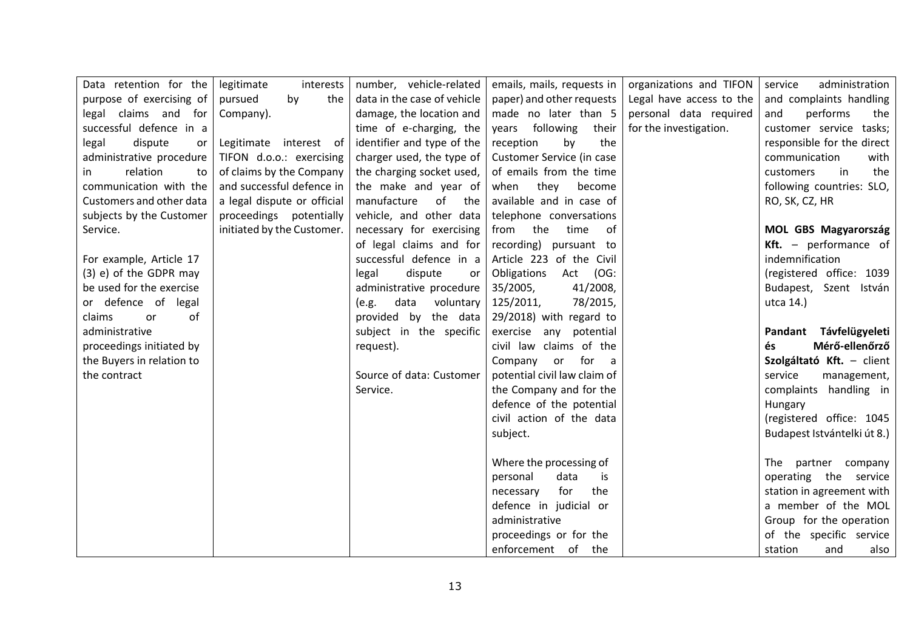| | | | | | |
|---|---|---|---|---|---|
| Data retention for the purpose of exercising of legal claims and for successful defence in a legal dispute or administrative procedure in relation to communication with the Customers and other data subjects by the Customer Service.<br><br>For example, Article 17 (3) e) of the GDPR may be used for the exercise or defence of legal claims or of administrative proceedings initiated by the Buyers in relation to the contract | legitimate interests pursued by the Company).<br><br>Legitimate interest of TIFON d.o.o.: exercising of claims by the Company and successful defence in a legal dispute or official proceedings potentially initiated by the Customer. | number, vehicle-related data in the case of vehicle damage, the location and time of e-charging, the identifier and type of the charger used, the type of the charging socket used, the make and year of manufacture of the vehicle, and other data necessary for exercising of legal claims and for successful defence in a legal dispute or administrative procedure (e.g. data voluntary provided by the data subject in the specific request).<br><br>Source of data: Customer Service. | emails, mails, requests in paper) and other requests made no later than 5 years following their reception by the Customer Service (in case of emails from the time when they become available and in case of telephone conversations from the time of recording) pursuant to Article 223 of the Civil Obligations Act (OG: 35/2005, 41/2008, 125/2011, 78/2015, 29/2018) with regard to exercise any potential civil law claims of the Company or for a potential civil law claim of the Company and for the defence of the potential civil action of the data subject.<br><br>Where the processing of personal data is necessary for the defence in judicial or administrative proceedings or for the enforcement of the | organizations and TIFON Legal have access to the personal data required for the investigation. | service administration and complaints handling and performs the customer service tasks; responsible for the direct communication with customers in the following countries: SLO, RO, SK, CZ, HR<br><br>**MOL GBS Magyarország Kft.** – performance of indemnification (registered office: 1039 Budapest, Szent István utca 14.)<br><br>**Pandant Távfelügyeleti és Mérő-ellenőrző Szolgáltató Kft.** – client service management, complaints handling in Hungary (registered office: 1045 Budapest Istvántelki út 8.)<br><br>The partner company operating the service station in agreement with a member of the MOL Group for the operation of the specific service station and also |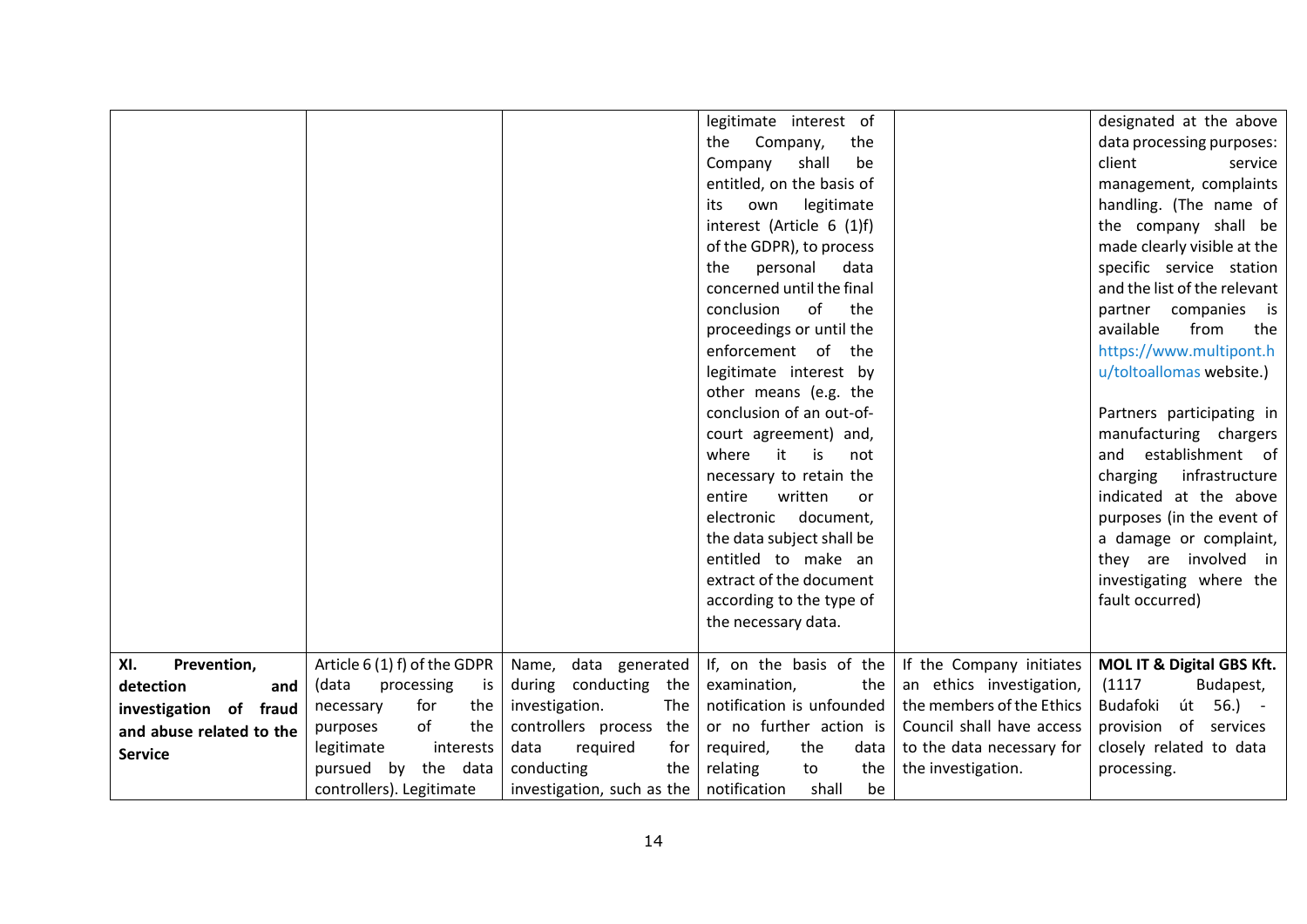| | | | | | |
|---|---|---|---|---|---|
| | | | legitimate interest of the Company, the Company shall be entitled, on the basis of its own legitimate interest (Article 6 (1)f) of the GDPR), to process the personal data concerned until the final conclusion of the proceedings or until the enforcement of the legitimate interest by other means (e.g. the conclusion of an out-of-court agreement) and, where it is not necessary to retain the entire written or electronic document, the data subject shall be entitled to make an extract of the document according to the type of the necessary data. | | designated at the above data processing purposes: client service management, complaints handling. (The name of the company shall be made clearly visible at the specific service station and the list of the relevant partner companies is available from the https://www.multipont.hu/toltoallomas website.)<br><br>Partners participating in manufacturing chargers and establishment of charging infrastructure indicated at the above purposes (in the event of a damage or complaint, they are involved in investigating where the fault occurred) |
| **XI. Prevention, detection and investigation of fraud and abuse related to the Service** | Article 6 (1) f) of the GDPR (data processing is necessary for the purposes of the legitimate interests pursued by the data controllers). Legitimate | Name, data generated during conducting the investigation. The controllers process the data required for conducting the investigation, such as the | If, on the basis of the examination, the notification is unfounded or no further action is required, the data relating to the notification shall be | If the Company initiates an ethics investigation, the members of the Ethics Council shall have access to the data necessary for the investigation. | **MOL IT & Digital GBS Kft.** (1117 Budapest, Budafoki út 56.) - provision of services closely related to data processing. |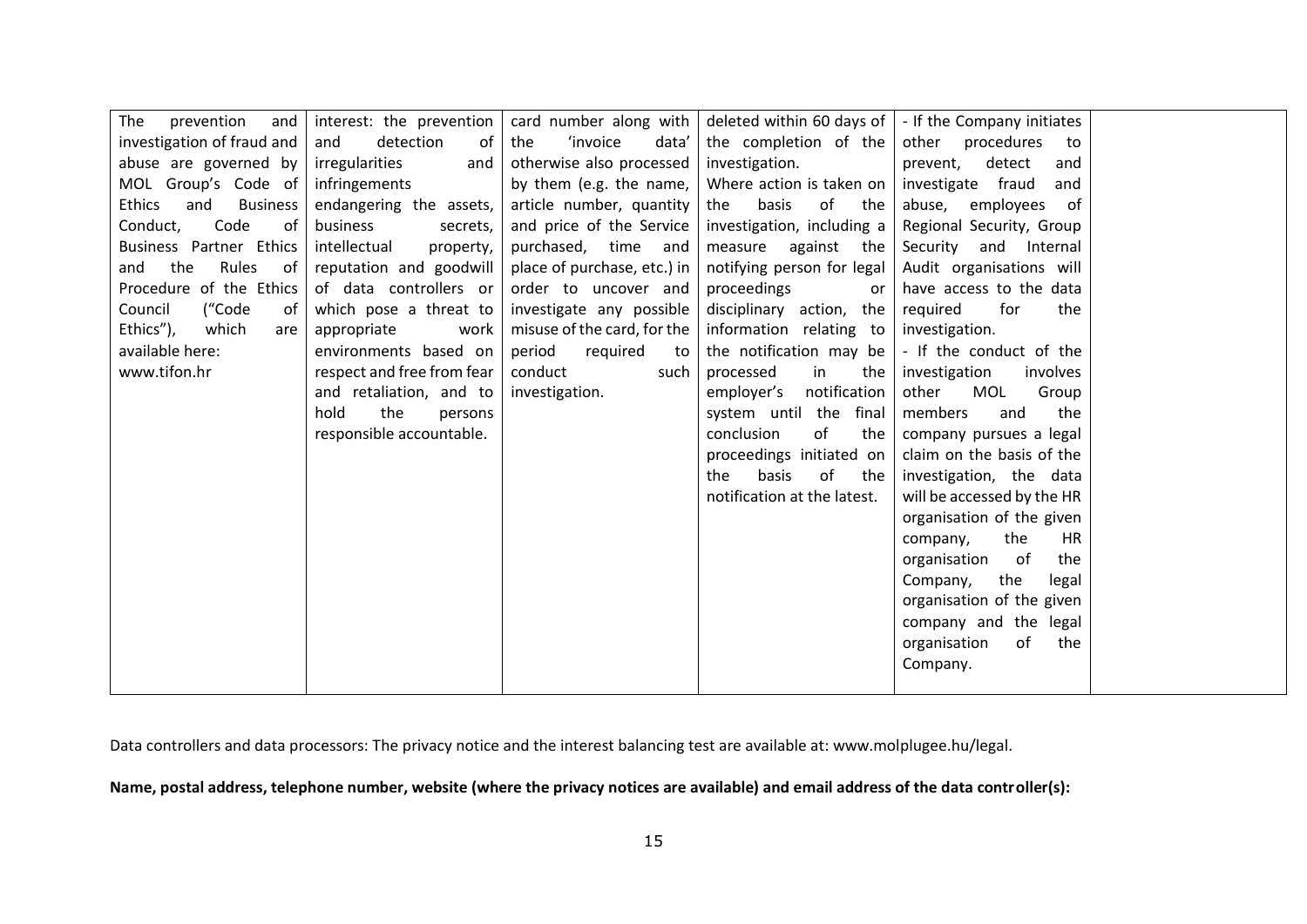| | | | | | |
|---|---|---|---|---|---|
| The prevention and investigation of fraud and abuse are governed by MOL Group's Code of Ethics and Business Conduct, Code of Business Partner Ethics and the Rules of Procedure of the Ethics Council ("Code of Ethics"), which are available here: www.tifon.hr | interest: the prevention and detection of irregularities and infringements endangering the assets, business secrets, intellectual property, reputation and goodwill of data controllers or which pose a threat to appropriate work environments based on respect and free from fear and retaliation, and to hold the persons responsible accountable. | card number along with the 'invoice data' otherwise also processed by them (e.g. the name, article number, quantity and price of the Service purchased, time and place of purchase, etc.) in order to uncover and investigate any possible misuse of the card, for the period required to conduct such investigation. | deleted within 60 days of the completion of the investigation. Where action is taken on the basis of the investigation, including a measure against the notifying person for legal proceedings or disciplinary action, the information relating to the notification may be processed in the employer's notification system until the final conclusion of the proceedings initiated on the basis of the notification at the latest. | - If the Company initiates other procedures to prevent, detect and investigate fraud and abuse, employees of Regional Security, Group Security and Internal Audit organisations will have access to the data required for the investigation.<br>- If the conduct of the investigation involves other MOL Group members and the company pursues a legal claim on the basis of the investigation, the data will be accessed by the HR organisation of the given company, the HR organisation of the Company, the legal organisation of the given company and the legal organisation of the Company. | |

Data controllers and data processors: The privacy notice and the interest balancing test are available at: www.molplugee.hu/legal.

**Name, postal address, telephone number, website (where the privacy notices are available) and email address of the data controller(s):**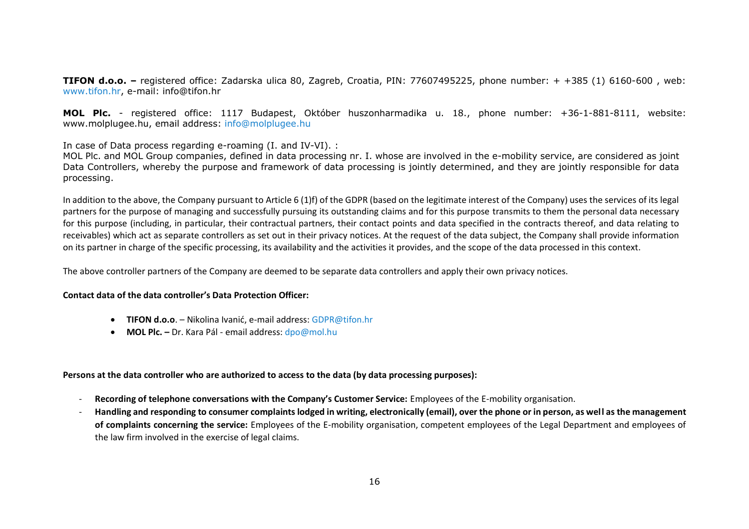**TIFON d.o.o. –** registered office: Zadarska ulica 80, Zagreb, Croatia, PIN: 77607495225, phone number: + +385 (1) 6160-600 , web: www.tifon.hr, e-mail: info@tifon.hr

**MOL Plc.** - registered office: 1117 Budapest, Október huszonharmadika u. 18., phone number: +36-1-881-8111, website: www.molplugee.hu, email address: info@molplugee.hu

In case of Data process regarding e-roaming (I. and IV-VI). :
MOL Plc. and MOL Group companies, defined in data processing nr. I. whose are involved in the e-mobility service, are considered as joint Data Controllers, whereby the purpose and framework of data processing is jointly determined, and they are jointly responsible for data processing.

In addition to the above, the Company pursuant to Article 6 (1)f) of the GDPR (based on the legitimate interest of the Company) uses the services of its legal partners for the purpose of managing and successfully pursuing its outstanding claims and for this purpose transmits to them the personal data necessary for this purpose (including, in particular, their contractual partners, their contact points and data specified in the contracts thereof, and data relating to receivables) which act as separate controllers as set out in their privacy notices. At the request of the data subject, the Company shall provide information on its partner in charge of the specific processing, its availability and the activities it provides, and the scope of the data processed in this context.

The above controller partners of the Company are deemed to be separate data controllers and apply their own privacy notices.

**Contact data of the data controller's Data Protection Officer:**

- **TIFON d.o.o**. – Nikolina Ivanić, e-mail address: GDPR@tifon.hr
- **MOL Plc. –** Dr. Kara Pál - email address: dpo@mol.hu

**Persons at the data controller who are authorized to access to the data (by data processing purposes):**

- **Recording of telephone conversations with the Company's Customer Service:** Employees of the E-mobility organisation.
- **Handling and responding to consumer complaints lodged in writing, electronically (email), over the phone or in person, as well as the management of complaints concerning the service:** Employees of the E-mobility organisation, competent employees of the Legal Department and employees of the law firm involved in the exercise of legal claims.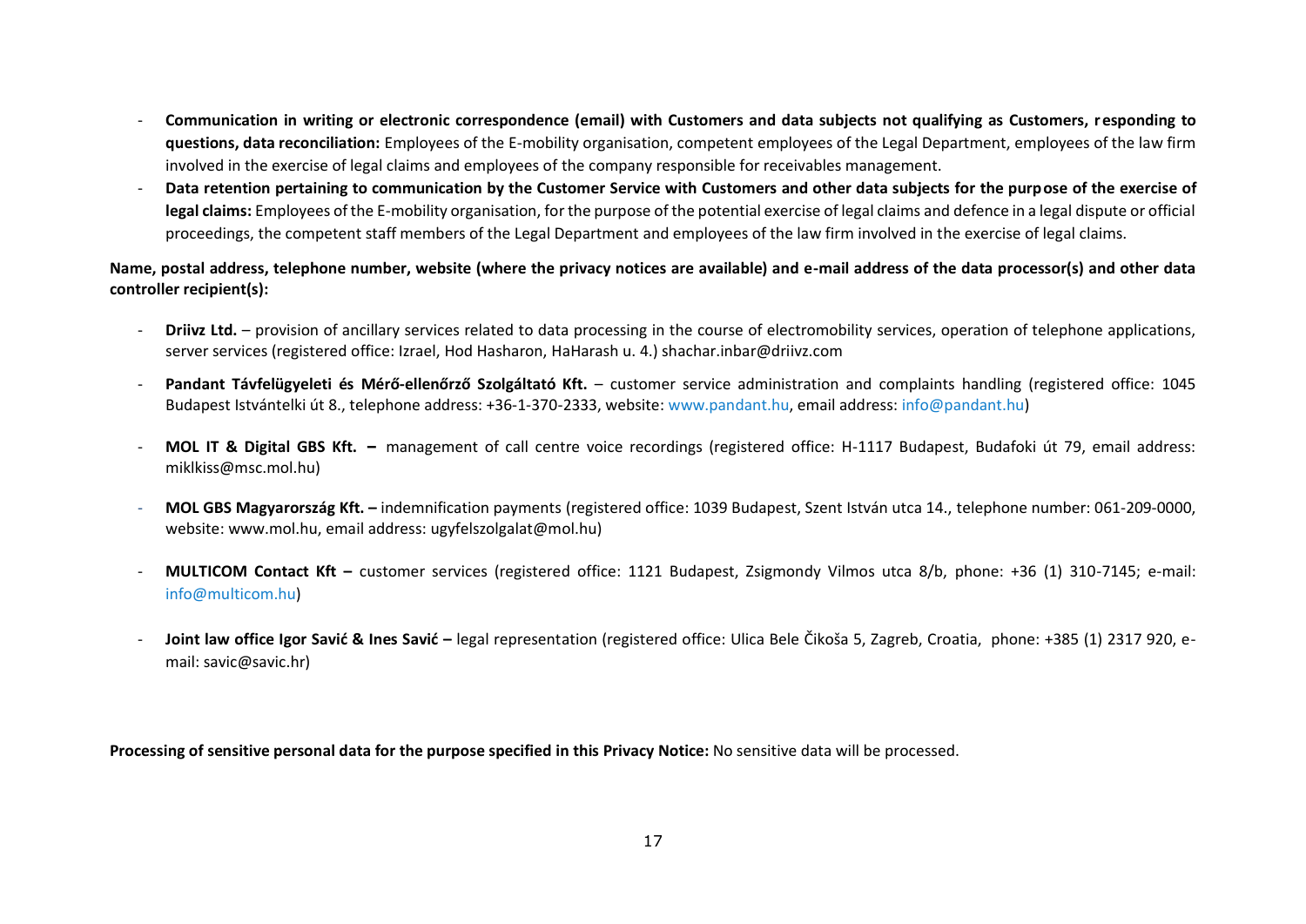- **Communication in writing or electronic correspondence (email) with Customers and data subjects not qualifying as Customers, responding to questions, data reconciliation:** Employees of the E-mobility organisation, competent employees of the Legal Department, employees of the law firm involved in the exercise of legal claims and employees of the company responsible for receivables management.
- **Data retention pertaining to communication by the Customer Service with Customers and other data subjects for the purpose of the exercise of legal claims:** Employees of the E-mobility organisation, for the purpose of the potential exercise of legal claims and defence in a legal dispute or official proceedings, the competent staff members of the Legal Department and employees of the law firm involved in the exercise of legal claims.

**Name, postal address, telephone number, website (where the privacy notices are available) and e-mail address of the data processor(s) and other data controller recipient(s):**

- **Driivz Ltd.** – provision of ancillary services related to data processing in the course of electromobility services, operation of telephone applications, server services (registered office: Izrael, Hod Hasharon, HaHarash u. 4.) shachar.inbar@driivz.com
- **Pandant Távfelügyeleti és Mérő-ellenőrző Szolgáltató Kft.** – customer service administration and complaints handling (registered office: 1045 Budapest Istvántelki út 8., telephone address: +36-1-370-2333, website: www.pandant.hu, email address: info@pandant.hu)
- **MOL IT & Digital GBS Kft. –** management of call centre voice recordings (registered office: H-1117 Budapest, Budafoki út 79, email address: miklkiss@msc.mol.hu)
- **MOL GBS Magyarország Kft. –** indemnification payments (registered office: 1039 Budapest, Szent István utca 14., telephone number: 061-209-0000, website: www.mol.hu, email address: ugyfelszolgalat@mol.hu)
- **MULTICOM Contact Kft –** customer services (registered office: 1121 Budapest, Zsigmondy Vilmos utca 8/b, phone: +36 (1) 310-7145; e-mail: info@multicom.hu)
- **Joint law office Igor Savić & Ines Savić –** legal representation (registered office: Ulica Bele Čikoša 5, Zagreb, Croatia, phone: +385 (1) 2317 920, e-mail: savic@savic.hr)

**Processing of sensitive personal data for the purpose specified in this Privacy Notice:** No sensitive data will be processed.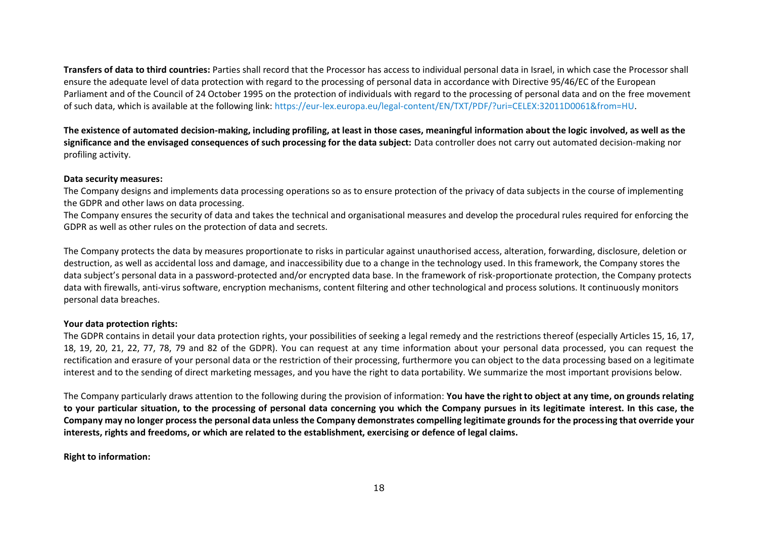**Transfers of data to third countries:** Parties shall record that the Processor has access to individual personal data in Israel, in which case the Processor shall ensure the adequate level of data protection with regard to the processing of personal data in accordance with Directive 95/46/EC of the European Parliament and of the Council of 24 October 1995 on the protection of individuals with regard to the processing of personal data and on the free movement of such data, which is available at the following link: https://eur-lex.europa.eu/legal-content/EN/TXT/PDF/?uri=CELEX:32011D0061&from=HU.

**The existence of automated decision-making, including profiling, at least in those cases, meaningful information about the logic involved, as well as the significance and the envisaged consequences of such processing for the data subject:** Data controller does not carry out automated decision-making nor profiling activity.

**Data security measures:**

The Company designs and implements data processing operations so as to ensure protection of the privacy of data subjects in the course of implementing the GDPR and other laws on data processing.

The Company ensures the security of data and takes the technical and organisational measures and develop the procedural rules required for enforcing the GDPR as well as other rules on the protection of data and secrets.

The Company protects the data by measures proportionate to risks in particular against unauthorised access, alteration, forwarding, disclosure, deletion or destruction, as well as accidental loss and damage, and inaccessibility due to a change in the technology used. In this framework, the Company stores the data subject's personal data in a password-protected and/or encrypted data base. In the framework of risk-proportionate protection, the Company protects data with firewalls, anti-virus software, encryption mechanisms, content filtering and other technological and process solutions. It continuously monitors personal data breaches.

**Your data protection rights:**

The GDPR contains in detail your data protection rights, your possibilities of seeking a legal remedy and the restrictions thereof (especially Articles 15, 16, 17, 18, 19, 20, 21, 22, 77, 78, 79 and 82 of the GDPR). You can request at any time information about your personal data processed, you can request the rectification and erasure of your personal data or the restriction of their processing, furthermore you can object to the data processing based on a legitimate interest and to the sending of direct marketing messages, and you have the right to data portability. We summarize the most important provisions below.

The Company particularly draws attention to the following during the provision of information: **You have the right to object at any time, on grounds relating to your particular situation, to the processing of personal data concerning you which the Company pursues in its legitimate interest. In this case, the Company may no longer process the personal data unless the Company demonstrates compelling legitimate grounds for the processing that override your interests, rights and freedoms, or which are related to the establishment, exercising or defence of legal claims.**

**Right to information:**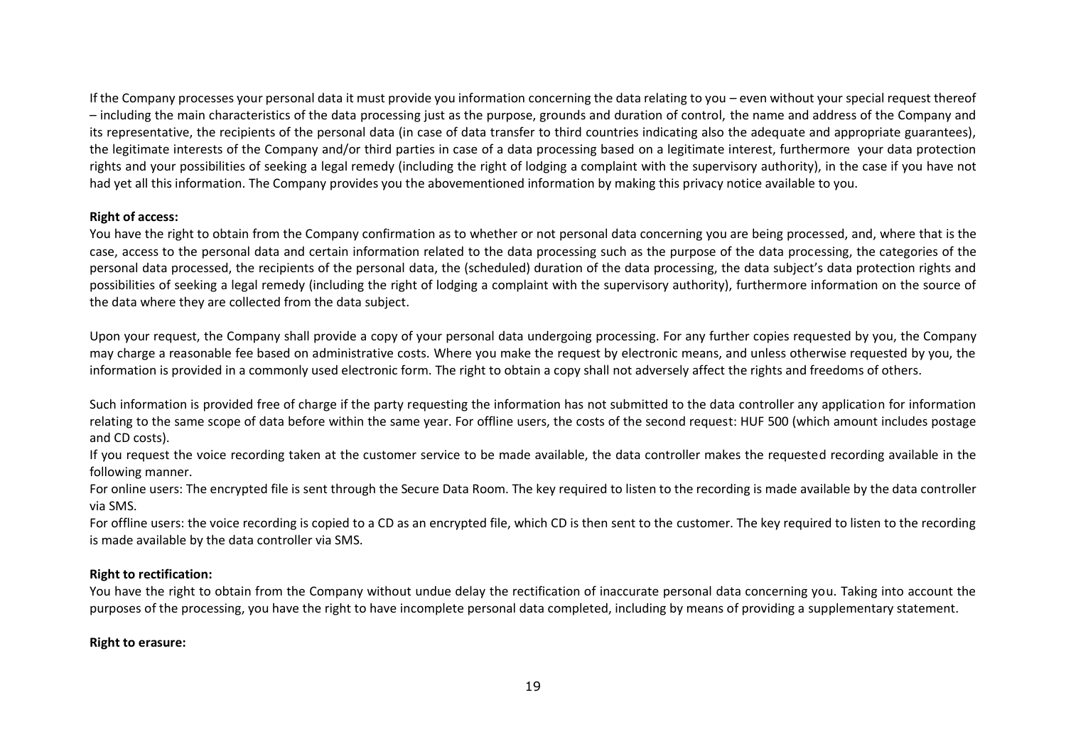If the Company processes your personal data it must provide you information concerning the data relating to you – even without your special request thereof – including the main characteristics of the data processing just as the purpose, grounds and duration of control, the name and address of the Company and its representative, the recipients of the personal data (in case of data transfer to third countries indicating also the adequate and appropriate guarantees), the legitimate interests of the Company and/or third parties in case of a data processing based on a legitimate interest, furthermore your data protection rights and your possibilities of seeking a legal remedy (including the right of lodging a complaint with the supervisory authority), in the case if you have not had yet all this information. The Company provides you the abovementioned information by making this privacy notice available to you.

**Right of access:**

You have the right to obtain from the Company confirmation as to whether or not personal data concerning you are being processed, and, where that is the case, access to the personal data and certain information related to the data processing such as the purpose of the data processing, the categories of the personal data processed, the recipients of the personal data, the (scheduled) duration of the data processing, the data subject's data protection rights and possibilities of seeking a legal remedy (including the right of lodging a complaint with the supervisory authority), furthermore information on the source of the data where they are collected from the data subject.

Upon your request, the Company shall provide a copy of your personal data undergoing processing. For any further copies requested by you, the Company may charge a reasonable fee based on administrative costs. Where you make the request by electronic means, and unless otherwise requested by you, the information is provided in a commonly used electronic form. The right to obtain a copy shall not adversely affect the rights and freedoms of others.

Such information is provided free of charge if the party requesting the information has not submitted to the data controller any application for information relating to the same scope of data before within the same year. For offline users, the costs of the second request: HUF 500 (which amount includes postage and CD costs).

If you request the voice recording taken at the customer service to be made available, the data controller makes the requested recording available in the following manner.

For online users: The encrypted file is sent through the Secure Data Room. The key required to listen to the recording is made available by the data controller via SMS.

For offline users: the voice recording is copied to a CD as an encrypted file, which CD is then sent to the customer. The key required to listen to the recording is made available by the data controller via SMS.

**Right to rectification:**

You have the right to obtain from the Company without undue delay the rectification of inaccurate personal data concerning you. Taking into account the purposes of the processing, you have the right to have incomplete personal data completed, including by means of providing a supplementary statement.

**Right to erasure:**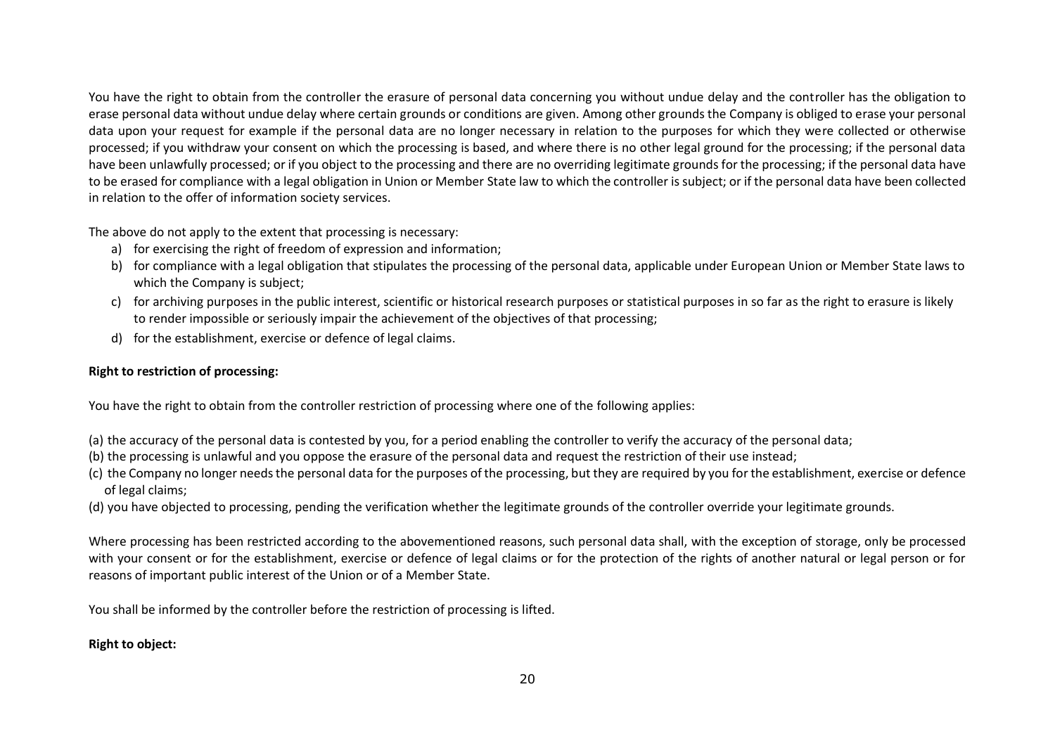You have the right to obtain from the controller the erasure of personal data concerning you without undue delay and the controller has the obligation to erase personal data without undue delay where certain grounds or conditions are given. Among other grounds the Company is obliged to erase your personal data upon your request for example if the personal data are no longer necessary in relation to the purposes for which they were collected or otherwise processed; if you withdraw your consent on which the processing is based, and where there is no other legal ground for the processing; if the personal data have been unlawfully processed; or if you object to the processing and there are no overriding legitimate grounds for the processing; if the personal data have to be erased for compliance with a legal obligation in Union or Member State law to which the controller is subject; or if the personal data have been collected in relation to the offer of information society services.

The above do not apply to the extent that processing is necessary:

a) for exercising the right of freedom of expression and information;
b) for compliance with a legal obligation that stipulates the processing of the personal data, applicable under European Union or Member State laws to which the Company is subject;
c) for archiving purposes in the public interest, scientific or historical research purposes or statistical purposes in so far as the right to erasure is likely to render impossible or seriously impair the achievement of the objectives of that processing;
d) for the establishment, exercise or defence of legal claims.

**Right to restriction of processing:**

You have the right to obtain from the controller restriction of processing where one of the following applies:

(a) the accuracy of the personal data is contested by you, for a period enabling the controller to verify the accuracy of the personal data;
(b) the processing is unlawful and you oppose the erasure of the personal data and request the restriction of their use instead;
(c) the Company no longer needs the personal data for the purposes of the processing, but they are required by you for the establishment, exercise or defence of legal claims;
(d) you have objected to processing, pending the verification whether the legitimate grounds of the controller override your legitimate grounds.

Where processing has been restricted according to the abovementioned reasons, such personal data shall, with the exception of storage, only be processed with your consent or for the establishment, exercise or defence of legal claims or for the protection of the rights of another natural or legal person or for reasons of important public interest of the Union or of a Member State.

You shall be informed by the controller before the restriction of processing is lifted.

**Right to object:**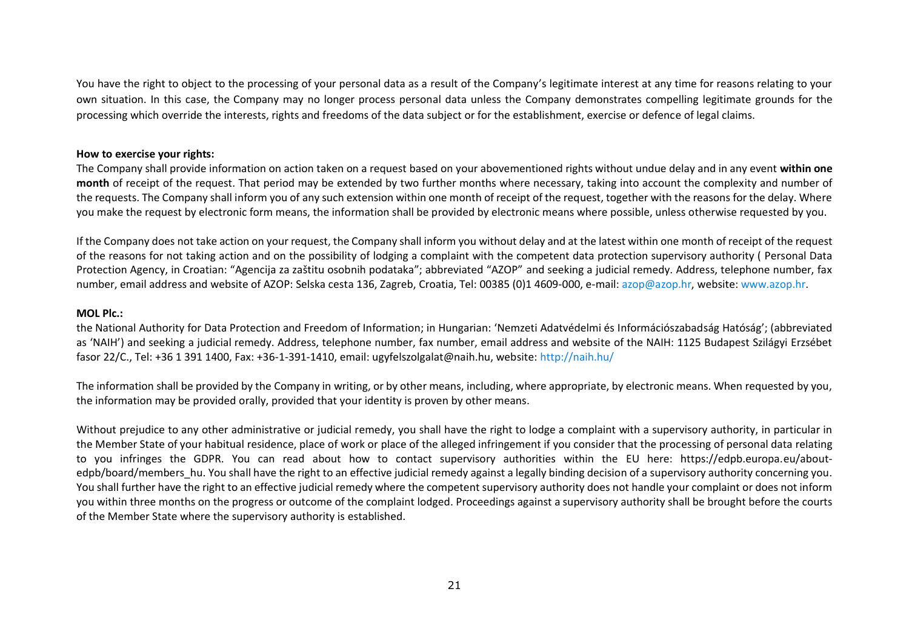You have the right to object to the processing of your personal data as a result of the Company's legitimate interest at any time for reasons relating to your own situation. In this case, the Company may no longer process personal data unless the Company demonstrates compelling legitimate grounds for the processing which override the interests, rights and freedoms of the data subject or for the establishment, exercise or defence of legal claims.

**How to exercise your rights:**

The Company shall provide information on action taken on a request based on your abovementioned rights without undue delay and in any event **within one month** of receipt of the request. That period may be extended by two further months where necessary, taking into account the complexity and number of the requests. The Company shall inform you of any such extension within one month of receipt of the request, together with the reasons for the delay. Where you make the request by electronic form means, the information shall be provided by electronic means where possible, unless otherwise requested by you.

If the Company does not take action on your request, the Company shall inform you without delay and at the latest within one month of receipt of the request of the reasons for not taking action and on the possibility of lodging a complaint with the competent data protection supervisory authority ( Personal Data Protection Agency, in Croatian: "Agencija za zaštitu osobnih podataka"; abbreviated "AZOP" and seeking a judicial remedy. Address, telephone number, fax number, email address and website of AZOP: Selska cesta 136, Zagreb, Croatia, Tel: 00385 (0)1 4609-000, e-mail: azop@azop.hr, website: www.azop.hr.

**MOL Plc.:**

the National Authority for Data Protection and Freedom of Information; in Hungarian: 'Nemzeti Adatvédelmi és Információszabadság Hatóság'; (abbreviated as 'NAIH') and seeking a judicial remedy. Address, telephone number, fax number, email address and website of the NAIH: 1125 Budapest Szilágyi Erzsébet fasor 22/C., Tel: +36 1 391 1400, Fax: +36-1-391-1410, email: ugyfelszolgalat@naih.hu, website: http://naih.hu/

The information shall be provided by the Company in writing, or by other means, including, where appropriate, by electronic means. When requested by you, the information may be provided orally, provided that your identity is proven by other means.

Without prejudice to any other administrative or judicial remedy, you shall have the right to lodge a complaint with a supervisory authority, in particular in the Member State of your habitual residence, place of work or place of the alleged infringement if you consider that the processing of personal data relating to you infringes the GDPR. You can read about how to contact supervisory authorities within the EU here: https://edpb.europa.eu/about-edpb/board/members_hu. You shall have the right to an effective judicial remedy against a legally binding decision of a supervisory authority concerning you. You shall further have the right to an effective judicial remedy where the competent supervisory authority does not handle your complaint or does not inform you within three months on the progress or outcome of the complaint lodged. Proceedings against a supervisory authority shall be brought before the courts of the Member State where the supervisory authority is established.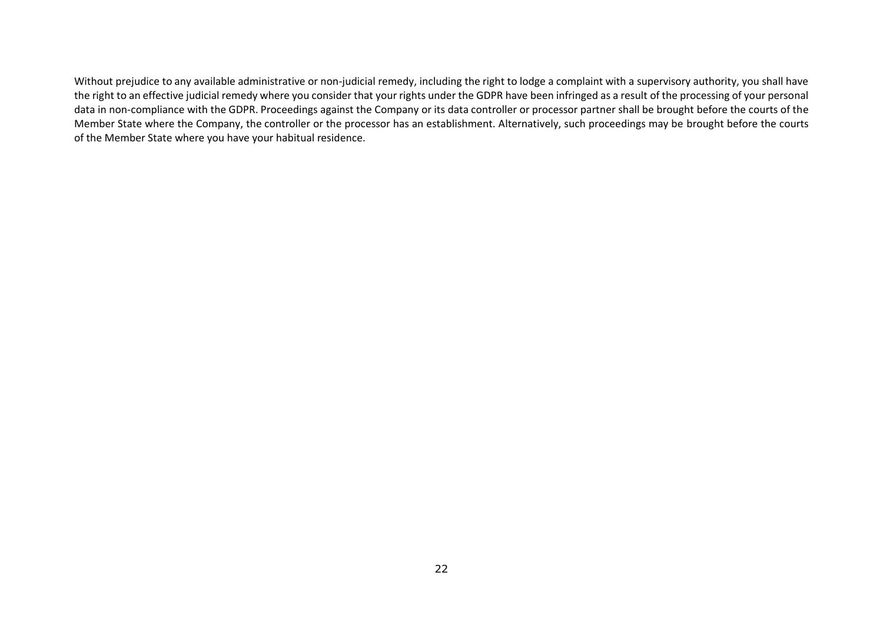Without prejudice to any available administrative or non-judicial remedy, including the right to lodge a complaint with a supervisory authority, you shall have the right to an effective judicial remedy where you consider that your rights under the GDPR have been infringed as a result of the processing of your personal data in non-compliance with the GDPR. Proceedings against the Company or its data controller or processor partner shall be brought before the courts of the Member State where the Company, the controller or the processor has an establishment. Alternatively, such proceedings may be brought before the courts of the Member State where you have your habitual residence.